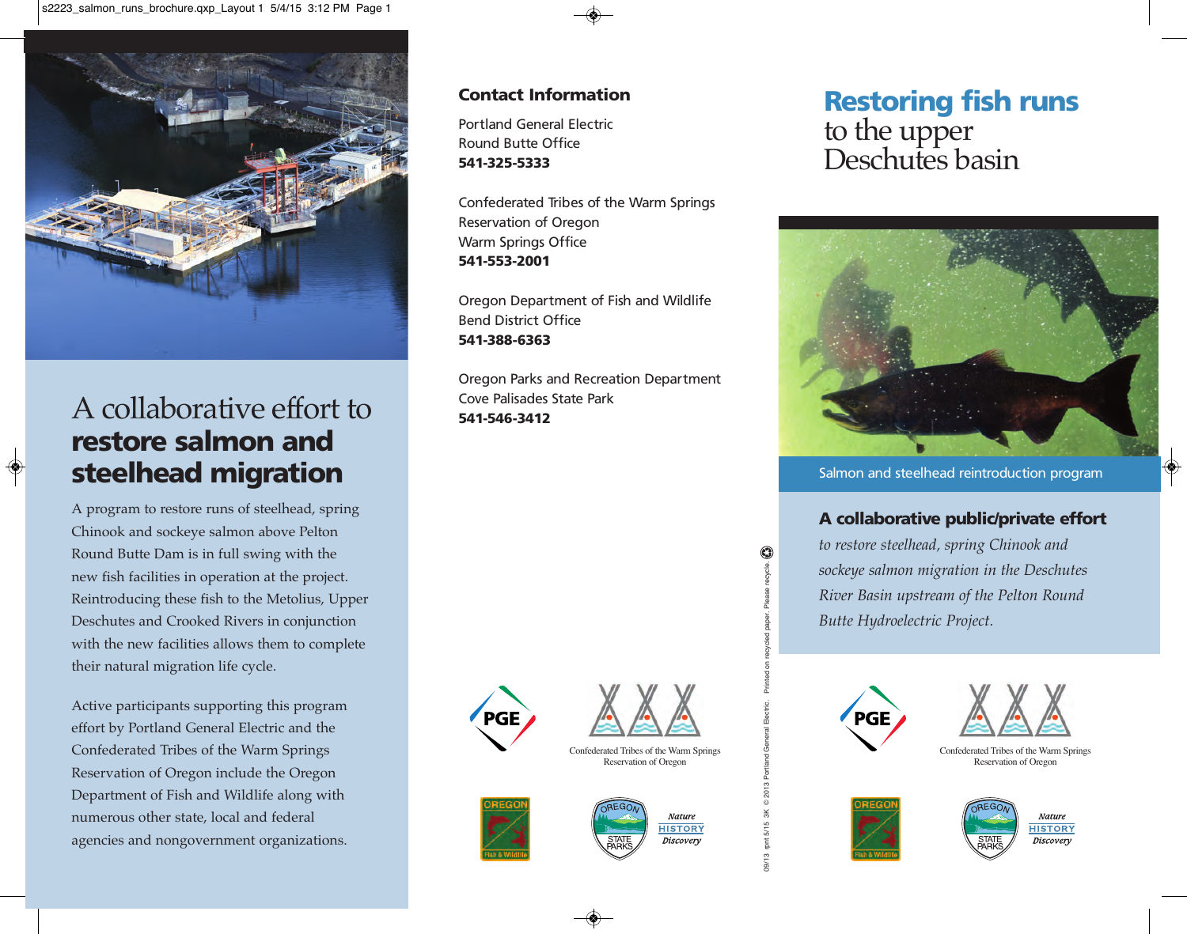# A collaborative effort to **restore salmon and steelhead migration**

A program to restore runs of steelhead, spring Chinook and sockeye salmon above Pelton Round Butte Dam is in full swing with the new fish facilities in operation at the project. Reintroducing these fish to the Metolius, Upper Deschutes and Crooked Rivers in conjunction with the new facilities allows them to complete their natural migration life cycle.

Active participants supporting this program effort by Portland General Electric and the Confederated Tribes of the Warm Springs Reservation of Oregon include the Oregon Department of Fish and Wildlife along with numerous other state, local and federal agencies and nongovernment organizations.

## Contact Information

Portland General Electric
Round Butte Office
**541-325-5333**

Confederated Tribes of the Warm Springs Reservation of Oregon
Warm Springs Office
**541-553-2001**

Oregon Department of Fish and Wildlife
Bend District Office
**541-388-6363**

Oregon Parks and Recreation Department
Cove Palisades State Park
**541-546-3412**

PGE

Confederated Tribes of the Warm Springs Reservation of Oregon

OREGON Fish & Wildlife

OREGON STATE PARKS — Nature HISTORY Discovery

09/13 rpnt 5/15 3K © 2013 Portland General Electric. Printed on recycled paper. Please recycle.

# Restoring fish runs to the upper Deschutes basin

Salmon and steelhead reintroduction program

**A collaborative public/private effort**

*to restore steelhead, spring Chinook and sockeye salmon migration in the Deschutes River Basin upstream of the Pelton Round Butte Hydroelectric Project.*

PGE

Confederated Tribes of the Warm Springs Reservation of Oregon

OREGON Fish & Wildlife

OREGON STATE PARKS — Nature HISTORY Discovery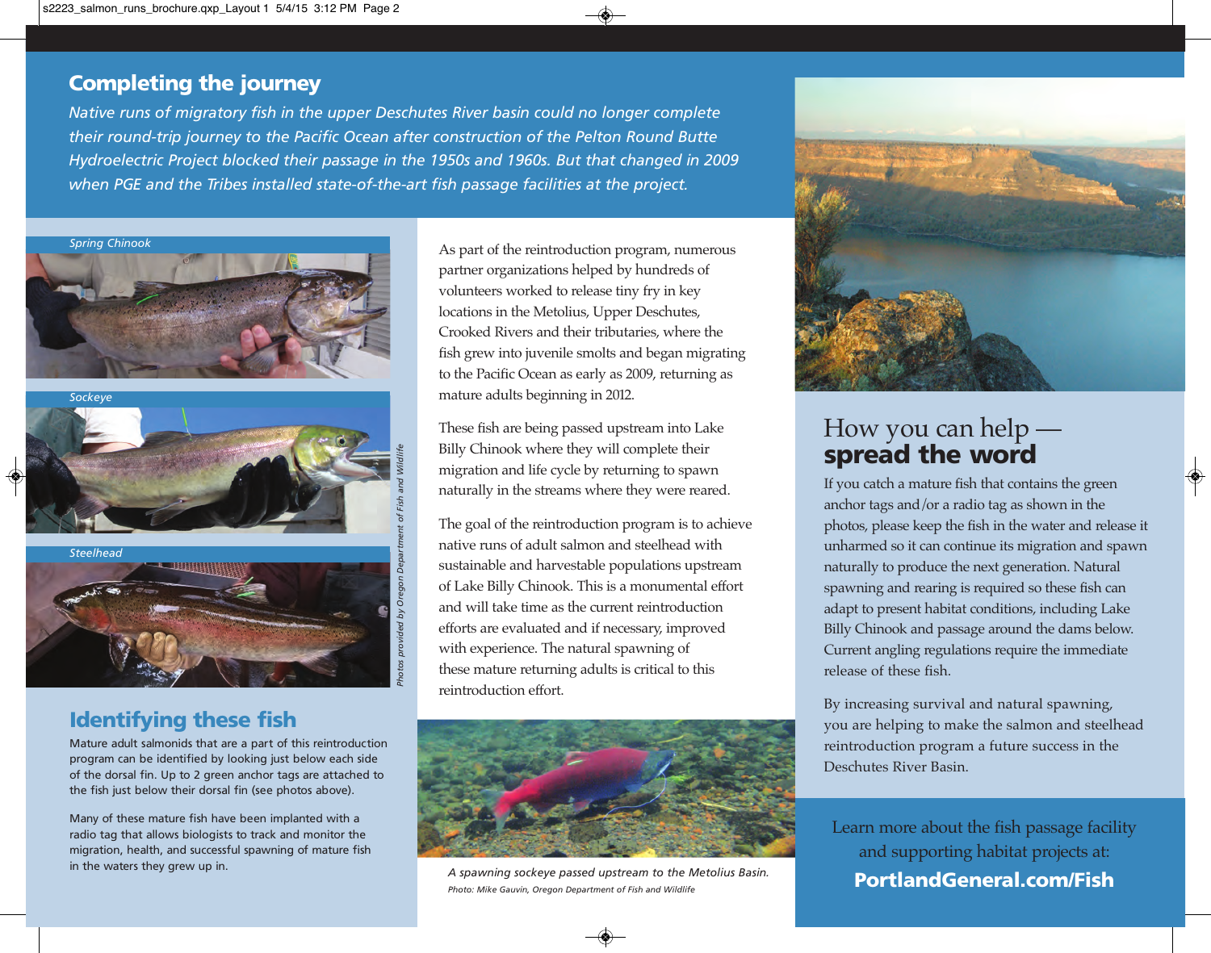## Completing the journey

*Native runs of migratory fish in the upper Deschutes River basin could no longer complete their round-trip journey to the Pacific Ocean after construction of the Pelton Round Butte Hydroelectric Project blocked their passage in the 1950s and 1960s. But that changed in 2009 when PGE and the Tribes installed state-of-the-art fish passage facilities at the project.*

*Spring Chinook*

*Sockeye*

*Steelhead*

*Photos provided by Oregon Department of Fish and Wildlife*

## Identifying these fish

Mature adult salmonids that are a part of this reintroduction program can be identified by looking just below each side of the dorsal fin. Up to 2 green anchor tags are attached to the fish just below their dorsal fin (see photos above).

Many of these mature fish have been implanted with a radio tag that allows biologists to track and monitor the migration, health, and successful spawning of mature fish in the waters they grew up in.

As part of the reintroduction program, numerous partner organizations helped by hundreds of volunteers worked to release tiny fry in key locations in the Metolius, Upper Deschutes, Crooked Rivers and their tributaries, where the fish grew into juvenile smolts and began migrating to the Pacific Ocean as early as 2009, returning as mature adults beginning in 2012.

These fish are being passed upstream into Lake Billy Chinook where they will complete their migration and life cycle by returning to spawn naturally in the streams where they were reared.

The goal of the reintroduction program is to achieve native runs of adult salmon and steelhead with sustainable and harvestable populations upstream of Lake Billy Chinook. This is a monumental effort and will take time as the current reintroduction efforts are evaluated and if necessary, improved with experience. The natural spawning of these mature returning adults is critical to this reintroduction effort.

*A spawning sockeye passed upstream to the Metolius Basin.*

*Photo: Mike Gauvin, Oregon Department of Fish and Wildlife*

## How you can help — **spread the word**

If you catch a mature fish that contains the green anchor tags and/or a radio tag as shown in the photos, please keep the fish in the water and release it unharmed so it can continue its migration and spawn naturally to produce the next generation. Natural spawning and rearing is required so these fish can adapt to present habitat conditions, including Lake Billy Chinook and passage around the dams below. Current angling regulations require the immediate release of these fish.

By increasing survival and natural spawning, you are helping to make the salmon and steelhead reintroduction program a future success in the Deschutes River Basin.

Learn more about the fish passage facility and supporting habitat projects at:

**PortlandGeneral.com/Fish**